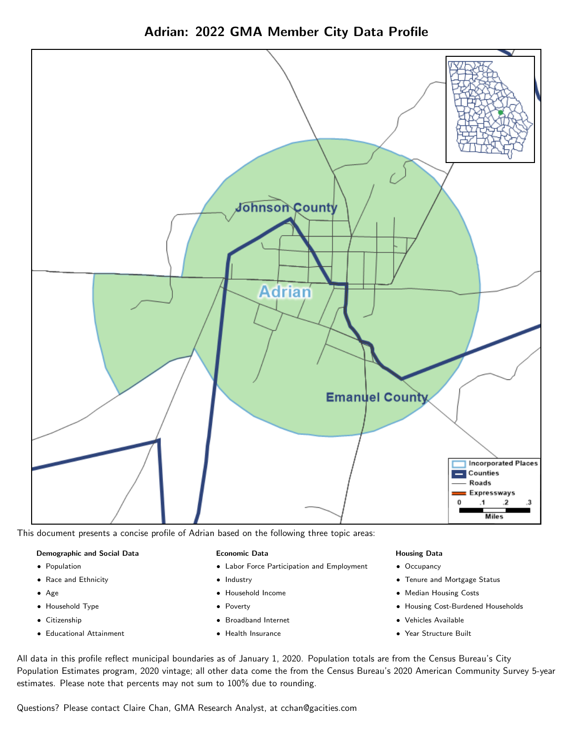# Adrian: 2022 GMA Member City Data Profile

This document presents a concise profile of Adrian based on the following three topic areas:

**Demographic and Social Data**

- Population
- Race and Ethnicity
- Age
- Household Type
- Citizenship
- Educational Attainment

**Economic Data**

- Labor Force Participation and Employment
- Industry
- Household Income
- Poverty
- Broadband Internet
- Health Insurance

**Housing Data**

- Occupancy
- Tenure and Mortgage Status
- Median Housing Costs
- Housing Cost-Burdened Households
- Vehicles Available
- Year Structure Built

All data in this profile reflect municipal boundaries as of January 1, 2020. Population totals are from the Census Bureau's City Population Estimates program, 2020 vintage; all other data come the from the Census Bureau's 2020 American Community Survey 5-year estimates. Please note that percents may not sum to 100% due to rounding.

Questions? Please contact Claire Chan, GMA Research Analyst, at cchan@gacities.com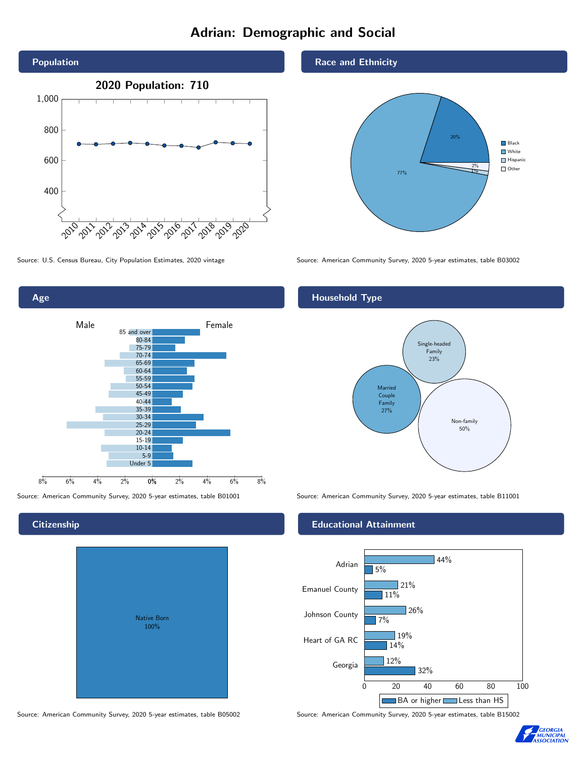# Adrian: Demographic and Social

## Population

**2020 Population: 710**

Source: U.S. Census Bureau, City Population Estimates, 2020 vintage

## Race and Ethnicity

| Race/Ethnicity | Percent |
|---|---|
| Black | 20% |
| White | 77% |
| Hispanic | 1% |
| Other | 2% |

Source: American Community Survey, 2020 5-year estimates, table B03002

## Age

Source: American Community Survey, 2020 5-year estimates, table B01001

## Household Type

| Household Type | Percent |
|---|---|
| Single-headed Family | 23% |
| Married Couple Family | 27% |
| Non-family | 50% |

Source: American Community Survey, 2020 5-year estimates, table B11001

## Citizenship

Native Born 100%

Source: American Community Survey, 2020 5-year estimates, table B05002

## Educational Attainment

| Area | Less than HS | BA or higher |
|---|---|---|
| Adrian | 44% | 5% |
| Emanuel County | 21% | 11% |
| Johnson County | 26% | 7% |
| Heart of GA RC | 19% | 14% |
| Georgia | 12% | 32% |

Source: American Community Survey, 2020 5-year estimates, table B15002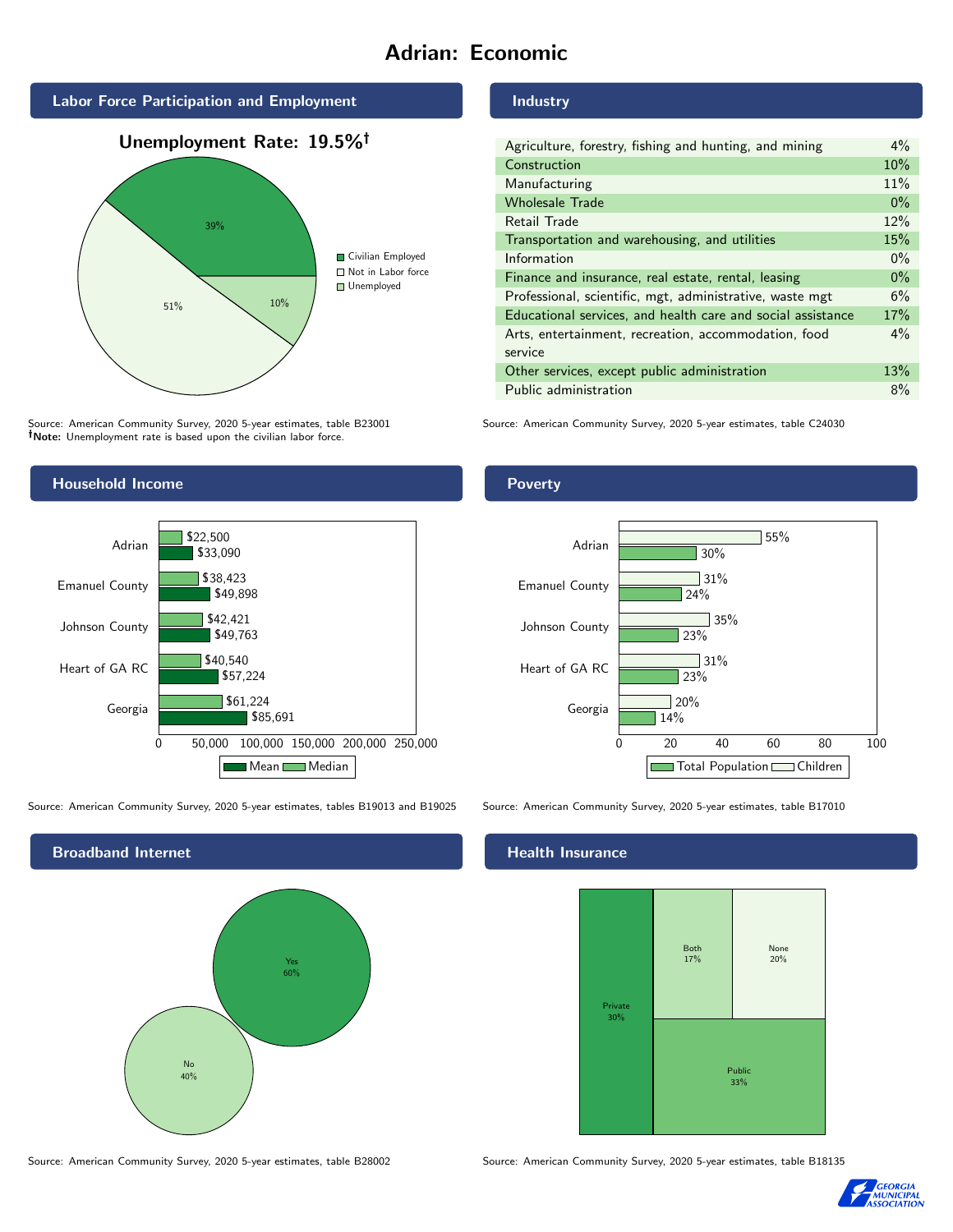# Adrian: Economic

## Labor Force Participation and Employment

**Unemployment Rate: 19.5%†**

| Category | Percent |
|---|---|
| Civilian Employed | 39% |
| Not in Labor force | 51% |
| Unemployed | 10% |

Source: American Community Survey, 2020 5-year estimates, table B23001
†**Note:** Unemployment rate is based upon the civilian labor force.

## Industry

| Industry | Percent |
|---|---|
| Agriculture, forestry, fishing and hunting, and mining | 4% |
| Construction | 10% |
| Manufacturing | 11% |
| Wholesale Trade | 0% |
| Retail Trade | 12% |
| Transportation and warehousing, and utilities | 15% |
| Information | 0% |
| Finance and insurance, real estate, rental, leasing | 0% |
| Professional, scientific, mgt, administrative, waste mgt | 6% |
| Educational services, and health care and social assistance | 17% |
| Arts, entertainment, recreation, accommodation, food service | 4% |
| Other services, except public administration | 13% |
| Public administration | 8% |

Source: American Community Survey, 2020 5-year estimates, table C24030

## Household Income

| Area | Median | Mean |
|---|---|---|
| Adrian | $22,500 | $33,090 |
| Emanuel County | $38,423 | $49,898 |
| Johnson County | $42,421 | $49,763 |
| Heart of GA RC | $40,540 | $57,224 |
| Georgia | $61,224 | $85,691 |

Source: American Community Survey, 2020 5-year estimates, tables B19013 and B19025

## Poverty

| Area | Children | Total Population |
|---|---|---|
| Adrian | 55% | 30% |
| Emanuel County | 31% | 24% |
| Johnson County | 35% | 23% |
| Heart of GA RC | 31% | 23% |
| Georgia | 20% | 14% |

Source: American Community Survey, 2020 5-year estimates, table B17010

## Broadband Internet

| Response | Percent |
|---|---|
| Yes | 60% |
| No | 40% |

Source: American Community Survey, 2020 5-year estimates, table B28002

## Health Insurance

| Type | Percent |
|---|---|
| Private | 30% |
| Both | 17% |
| None | 20% |
| Public | 33% |

Source: American Community Survey, 2020 5-year estimates, table B18135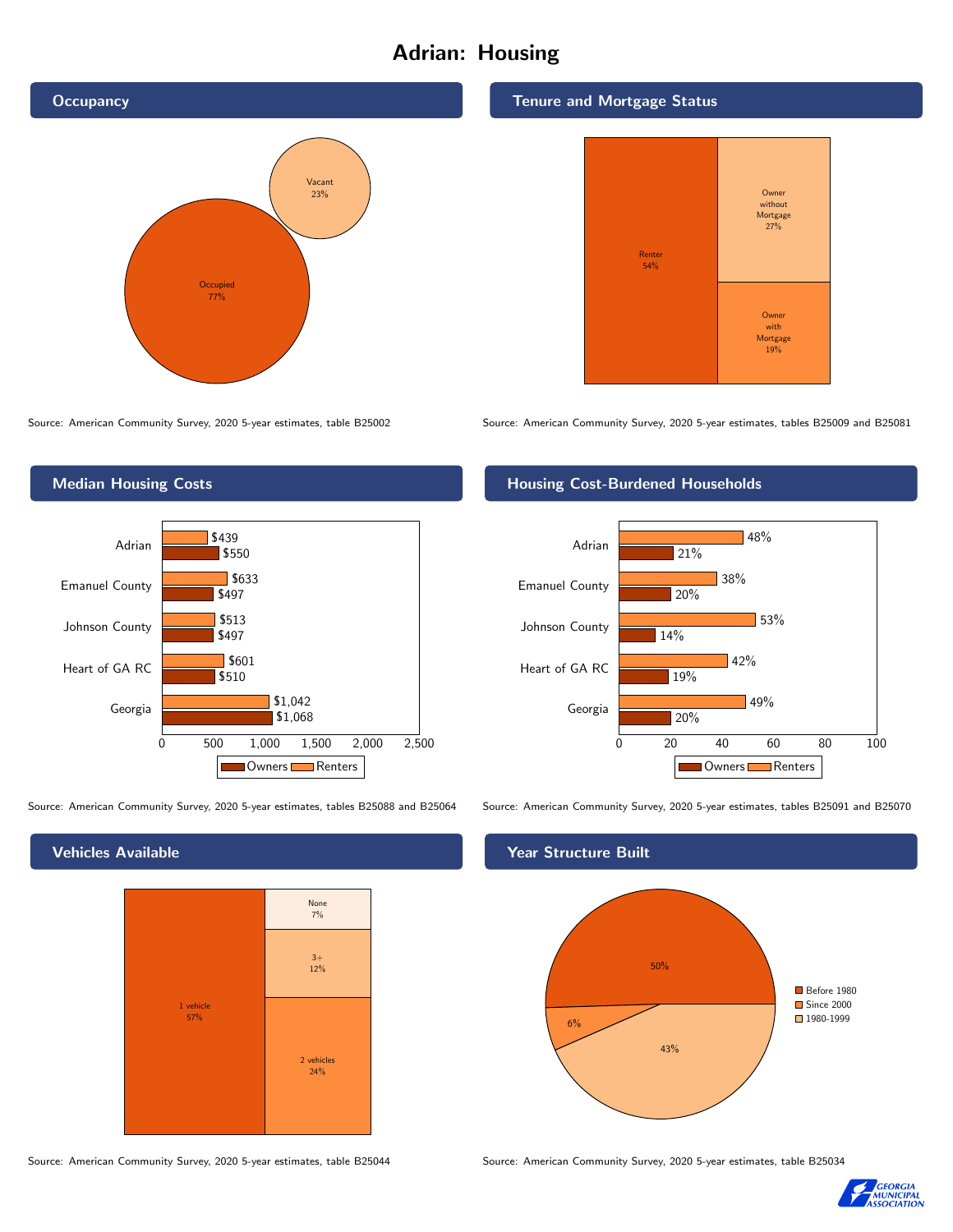# Adrian: Housing

## Occupancy

Vacant
23%

Occupied
77%

Source: American Community Survey, 2020 5-year estimates, table B25002

## Tenure and Mortgage Status

Renter
54%

Owner without Mortgage
27%

Owner with Mortgage
19%

Source: American Community Survey, 2020 5-year estimates, tables B25009 and B25081

## Median Housing Costs

Adrian
$439
$550

Emanuel County
$633
$497

Johnson County
$513
$497

Heart of GA RC
$601
$510

Georgia
$1,042
$1,068

0 500 1,000 1,500 2,000 2,500

Owners Renters

Source: American Community Survey, 2020 5-year estimates, tables B25088 and B25064

## Housing Cost-Burdened Households

Adrian
48%
21%

Emanuel County
38%
20%

Johnson County
53%
14%

Heart of GA RC
42%
19%

Georgia
49%
20%

0 20 40 60 80 100

Owners Renters

Source: American Community Survey, 2020 5-year estimates, tables B25091 and B25070

## Vehicles Available

1 vehicle
57%

None
7%

3+
12%

2 vehicles
24%

Source: American Community Survey, 2020 5-year estimates, table B25044

## Year Structure Built

50%

6%

43%

Before 1980
Since 2000
1980-1999

Source: American Community Survey, 2020 5-year estimates, table B25034